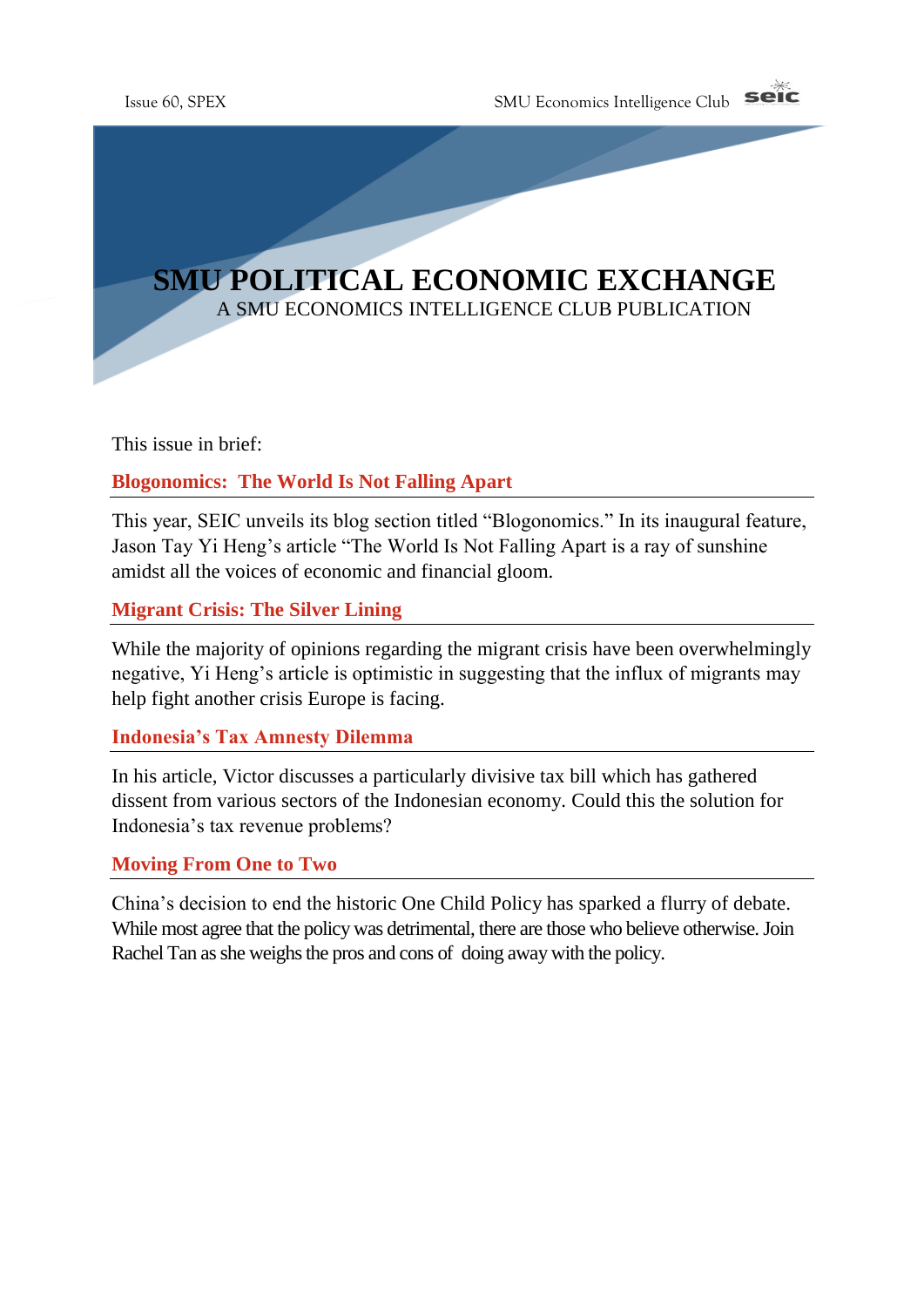# SMU POLITICAL ECONOMIC EXCHANGE

A SMU ECONOMICS INTELLIGENCE CLUB PUBLICATION

This issue in brief:

## Blogonomics: The World Is Not Falling Apart

This year, SEIC unveils its blog section titled "Blogonomics." In its inaugural feature, Jason Tay Yi Heng's article "The World Is Not Falling Apart is a ray of sunshine amidst all the voices of economic and financial gloom.

## Migrant Crisis: The Silver Lining

While the majority of opinions regarding the migrant crisis have been overwhelmingly negative, Yi Heng's article is optimistic in suggesting that the influx of migrants may help fight another crisis Europe is facing.

## Indonesia's Tax Amnesty Dilemma

In his article, Victor discusses a particularly divisive tax bill which has gathered dissent from various sectors of the Indonesian economy. Could this the solution for Indonesia's tax revenue problems?

## Moving From One to Two

China's decision to end the historic One Child Policy has sparked a flurry of debate. While most agree that the policy was detrimental, there are those who believe otherwise. Join Rachel Tan as she weighs the pros and cons of doing away with the policy.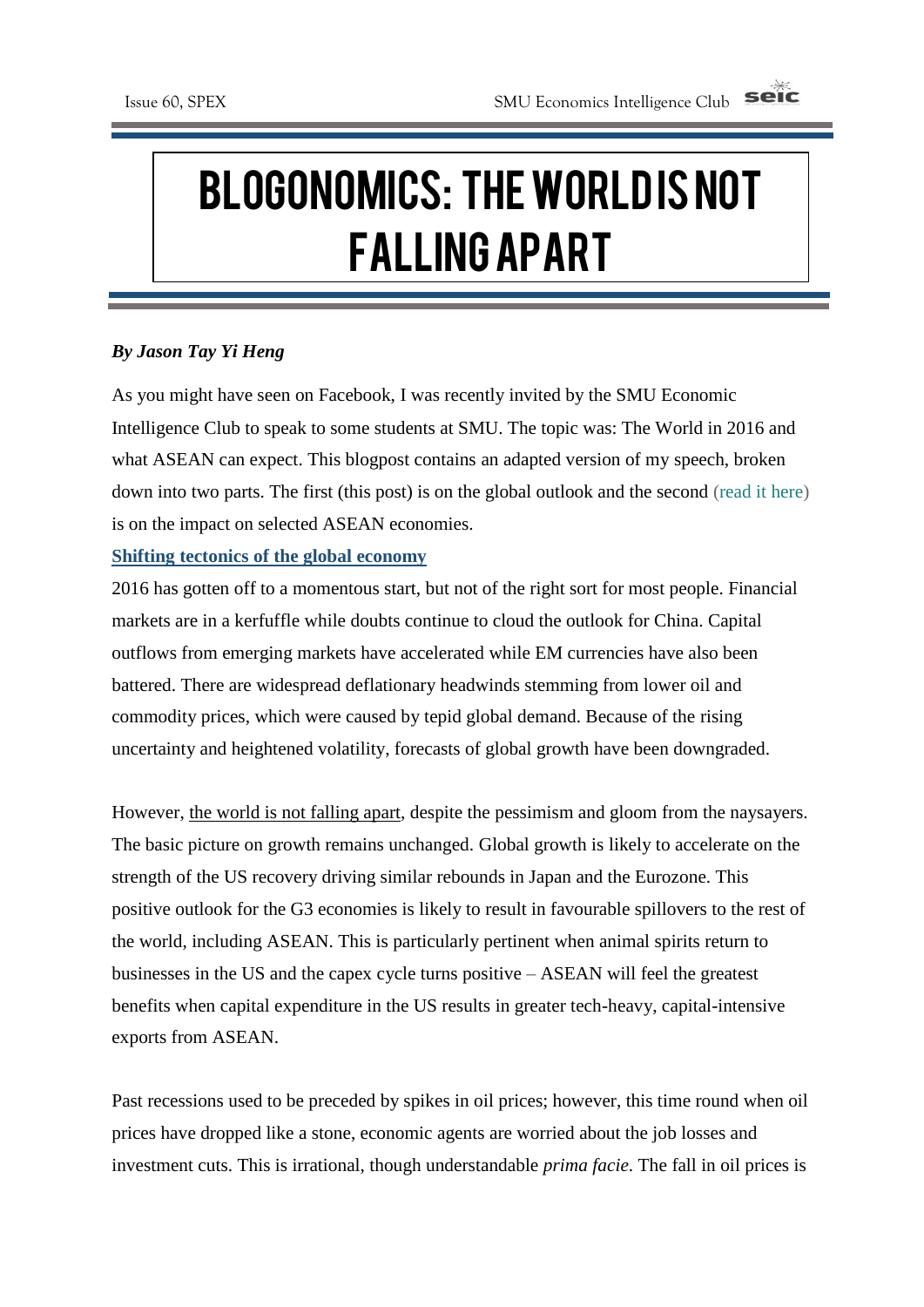# BLOGONOMICS: THE WORLD IS NOT FALLING APART

***By Jason Tay Yi Heng***

As you might have seen on Facebook, I was recently invited by the SMU Economic Intelligence Club to speak to some students at SMU. The topic was: The World in 2016 and what ASEAN can expect. This blogpost contains an adapted version of my speech, broken down into two parts. The first (this post) is on the global outlook and the second (read it here) is on the impact on selected ASEAN economies.

**Shifting tectonics of the global economy**

2016 has gotten off to a momentous start, but not of the right sort for most people. Financial markets are in a kerfuffle while doubts continue to cloud the outlook for China. Capital outflows from emerging markets have accelerated while EM currencies have also been battered. There are widespread deflationary headwinds stemming from lower oil and commodity prices, which were caused by tepid global demand. Because of the rising uncertainty and heightened volatility, forecasts of global growth have been downgraded.

However, the world is not falling apart, despite the pessimism and gloom from the naysayers. The basic picture on growth remains unchanged. Global growth is likely to accelerate on the strength of the US recovery driving similar rebounds in Japan and the Eurozone. This positive outlook for the G3 economies is likely to result in favourable spillovers to the rest of the world, including ASEAN. This is particularly pertinent when animal spirits return to businesses in the US and the capex cycle turns positive – ASEAN will feel the greatest benefits when capital expenditure in the US results in greater tech-heavy, capital-intensive exports from ASEAN.

Past recessions used to be preceded by spikes in oil prices; however, this time round when oil prices have dropped like a stone, economic agents are worried about the job losses and investment cuts. This is irrational, though understandable *prima facie*. The fall in oil prices is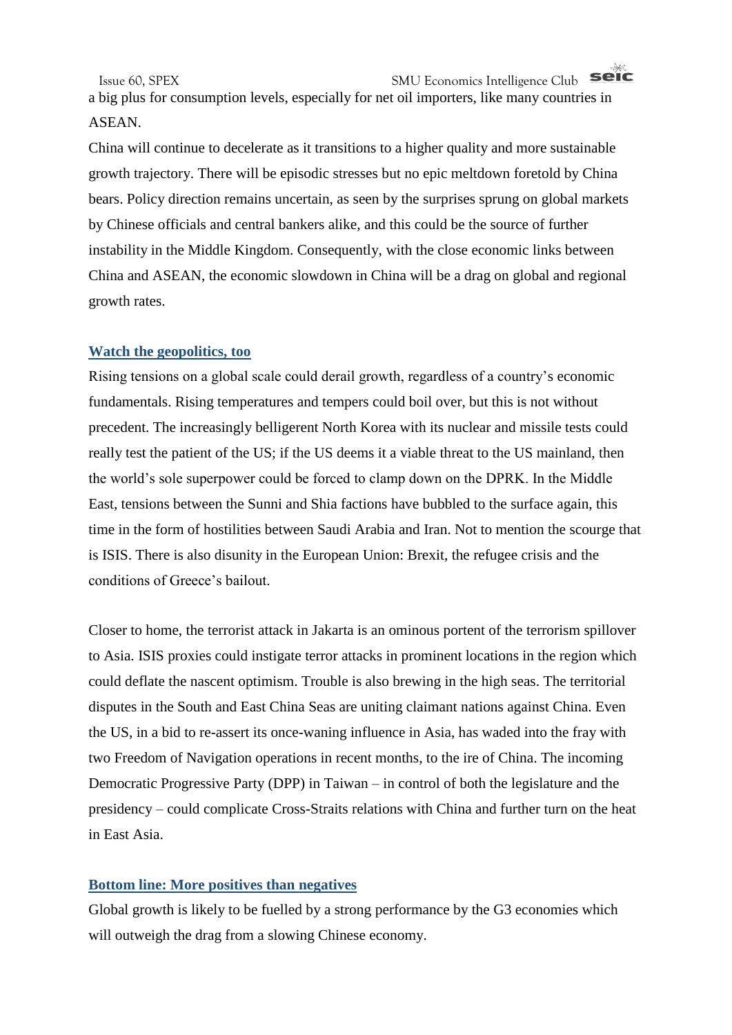a big plus for consumption levels, especially for net oil importers, like many countries in ASEAN.

China will continue to decelerate as it transitions to a higher quality and more sustainable growth trajectory. There will be episodic stresses but no epic meltdown foretold by China bears. Policy direction remains uncertain, as seen by the surprises sprung on global markets by Chinese officials and central bankers alike, and this could be the source of further instability in the Middle Kingdom. Consequently, with the close economic links between China and ASEAN, the economic slowdown in China will be a drag on global and regional growth rates.

## Watch the geopolitics, too

Rising tensions on a global scale could derail growth, regardless of a country's economic fundamentals. Rising temperatures and tempers could boil over, but this is not without precedent. The increasingly belligerent North Korea with its nuclear and missile tests could really test the patient of the US; if the US deems it a viable threat to the US mainland, then the world's sole superpower could be forced to clamp down on the DPRK. In the Middle East, tensions between the Sunni and Shia factions have bubbled to the surface again, this time in the form of hostilities between Saudi Arabia and Iran. Not to mention the scourge that is ISIS. There is also disunity in the European Union: Brexit, the refugee crisis and the conditions of Greece's bailout.

Closer to home, the terrorist attack in Jakarta is an ominous portent of the terrorism spillover to Asia. ISIS proxies could instigate terror attacks in prominent locations in the region which could deflate the nascent optimism. Trouble is also brewing in the high seas. The territorial disputes in the South and East China Seas are uniting claimant nations against China. Even the US, in a bid to re-assert its once-waning influence in Asia, has waded into the fray with two Freedom of Navigation operations in recent months, to the ire of China. The incoming Democratic Progressive Party (DPP) in Taiwan – in control of both the legislature and the presidency – could complicate Cross-Straits relations with China and further turn on the heat in East Asia.

## Bottom line: More positives than negatives

Global growth is likely to be fuelled by a strong performance by the G3 economies which will outweigh the drag from a slowing Chinese economy.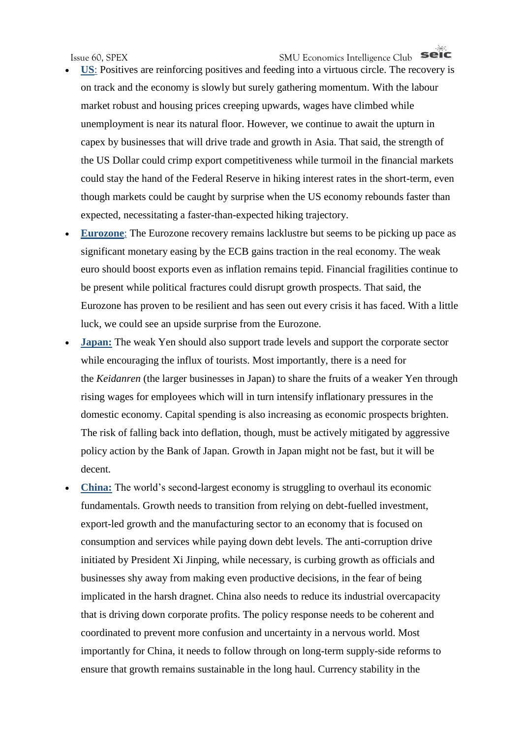- **US**: Positives are reinforcing positives and feeding into a virtuous circle. The recovery is on track and the economy is slowly but surely gathering momentum. With the labour market robust and housing prices creeping upwards, wages have climbed while unemployment is near its natural floor. However, we continue to await the upturn in capex by businesses that will drive trade and growth in Asia. That said, the strength of the US Dollar could crimp export competitiveness while turmoil in the financial markets could stay the hand of the Federal Reserve in hiking interest rates in the short-term, even though markets could be caught by surprise when the US economy rebounds faster than expected, necessitating a faster-than-expected hiking trajectory.
- **Eurozone**: The Eurozone recovery remains lacklustre but seems to be picking up pace as significant monetary easing by the ECB gains traction in the real economy. The weak euro should boost exports even as inflation remains tepid. Financial fragilities continue to be present while political fractures could disrupt growth prospects. That said, the Eurozone has proven to be resilient and has seen out every crisis it has faced. With a little luck, we could see an upside surprise from the Eurozone.
- **Japan:** The weak Yen should also support trade levels and support the corporate sector while encouraging the influx of tourists. Most importantly, there is a need for the *Keidanren* (the larger businesses in Japan) to share the fruits of a weaker Yen through rising wages for employees which will in turn intensify inflationary pressures in the domestic economy. Capital spending is also increasing as economic prospects brighten. The risk of falling back into deflation, though, must be actively mitigated by aggressive policy action by the Bank of Japan. Growth in Japan might not be fast, but it will be decent.
- **China:** The world's second-largest economy is struggling to overhaul its economic fundamentals. Growth needs to transition from relying on debt-fuelled investment, export-led growth and the manufacturing sector to an economy that is focused on consumption and services while paying down debt levels. The anti-corruption drive initiated by President Xi Jinping, while necessary, is curbing growth as officials and businesses shy away from making even productive decisions, in the fear of being implicated in the harsh dragnet. China also needs to reduce its industrial overcapacity that is driving down corporate profits. The policy response needs to be coherent and coordinated to prevent more confusion and uncertainty in a nervous world. Most importantly for China, it needs to follow through on long-term supply-side reforms to ensure that growth remains sustainable in the long haul. Currency stability in the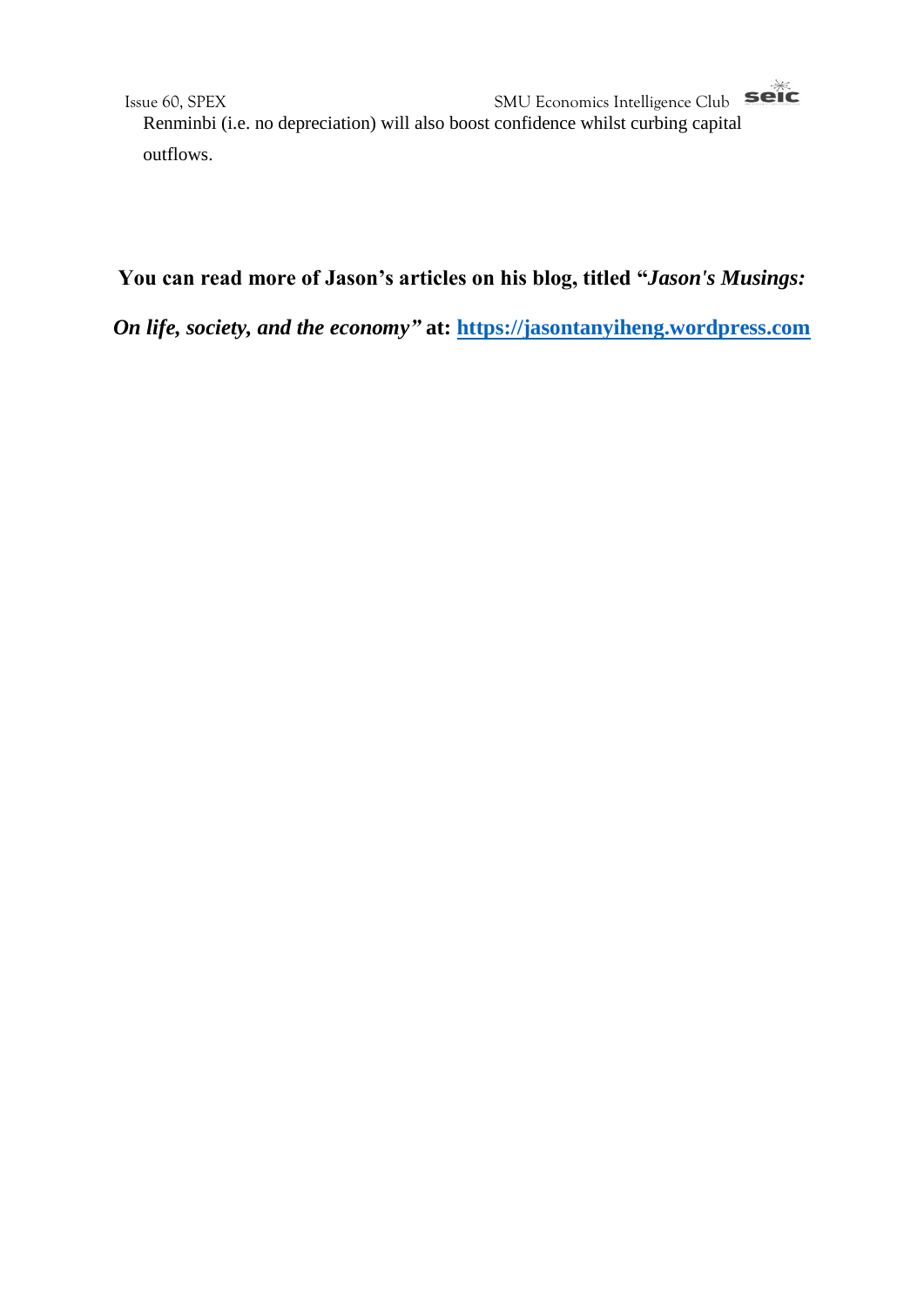Renminbi (i.e. no depreciation) will also boost confidence whilst curbing capital outflows.

**You can read more of Jason's articles on his blog, titled "*Jason's Musings: On life, society, and the economy*" at: [https://jasontanyiheng.wordpress.com](https://jasontanyiheng.wordpress.com)**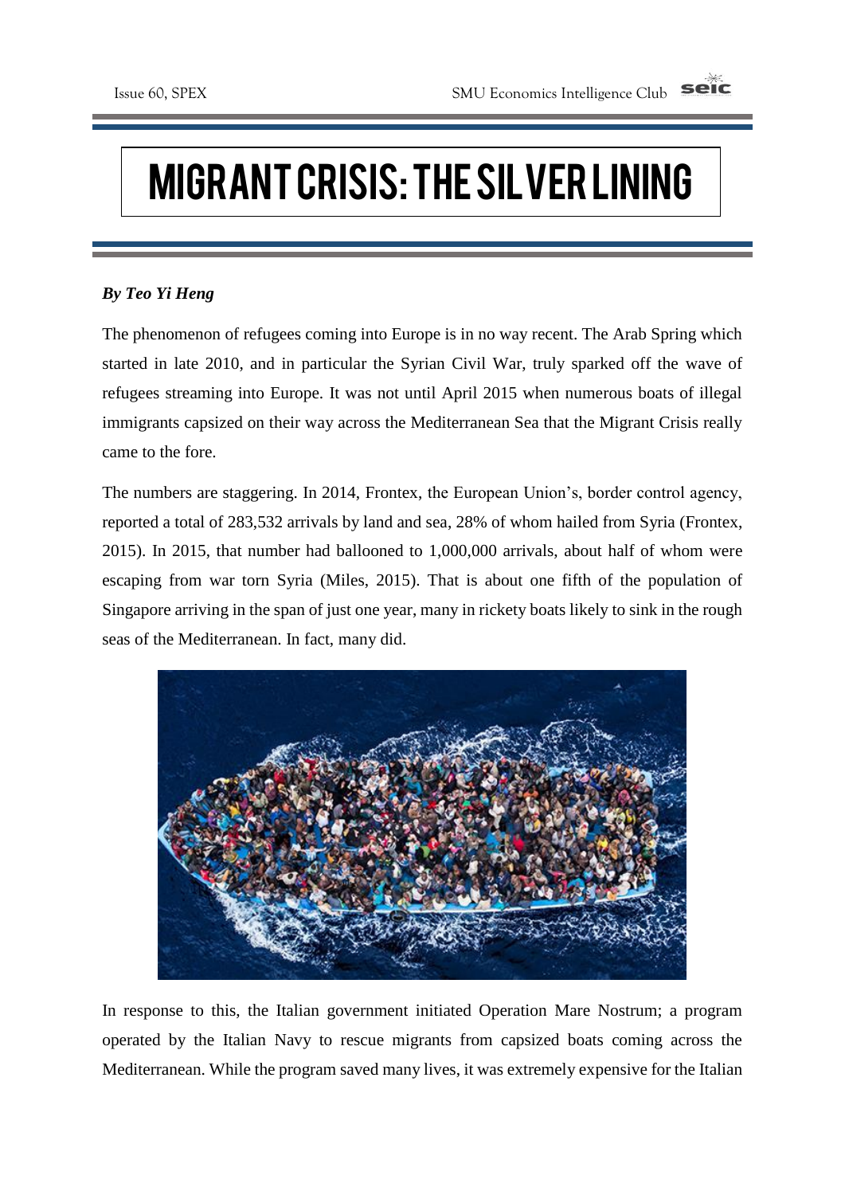# MIGRANT CRISIS: THE SILVER LINING

***By Teo Yi Heng***

The phenomenon of refugees coming into Europe is in no way recent. The Arab Spring which started in late 2010, and in particular the Syrian Civil War, truly sparked off the wave of refugees streaming into Europe. It was not until April 2015 when numerous boats of illegal immigrants capsized on their way across the Mediterranean Sea that the Migrant Crisis really came to the fore.

The numbers are staggering. In 2014, Frontex, the European Union's, border control agency, reported a total of 283,532 arrivals by land and sea, 28% of whom hailed from Syria (Frontex, 2015). In 2015, that number had ballooned to 1,000,000 arrivals, about half of whom were escaping from war torn Syria (Miles, 2015). That is about one fifth of the population of Singapore arriving in the span of just one year, many in rickety boats likely to sink in the rough seas of the Mediterranean. In fact, many did.

In response to this, the Italian government initiated Operation Mare Nostrum; a program operated by the Italian Navy to rescue migrants from capsized boats coming across the Mediterranean. While the program saved many lives, it was extremely expensive for the Italian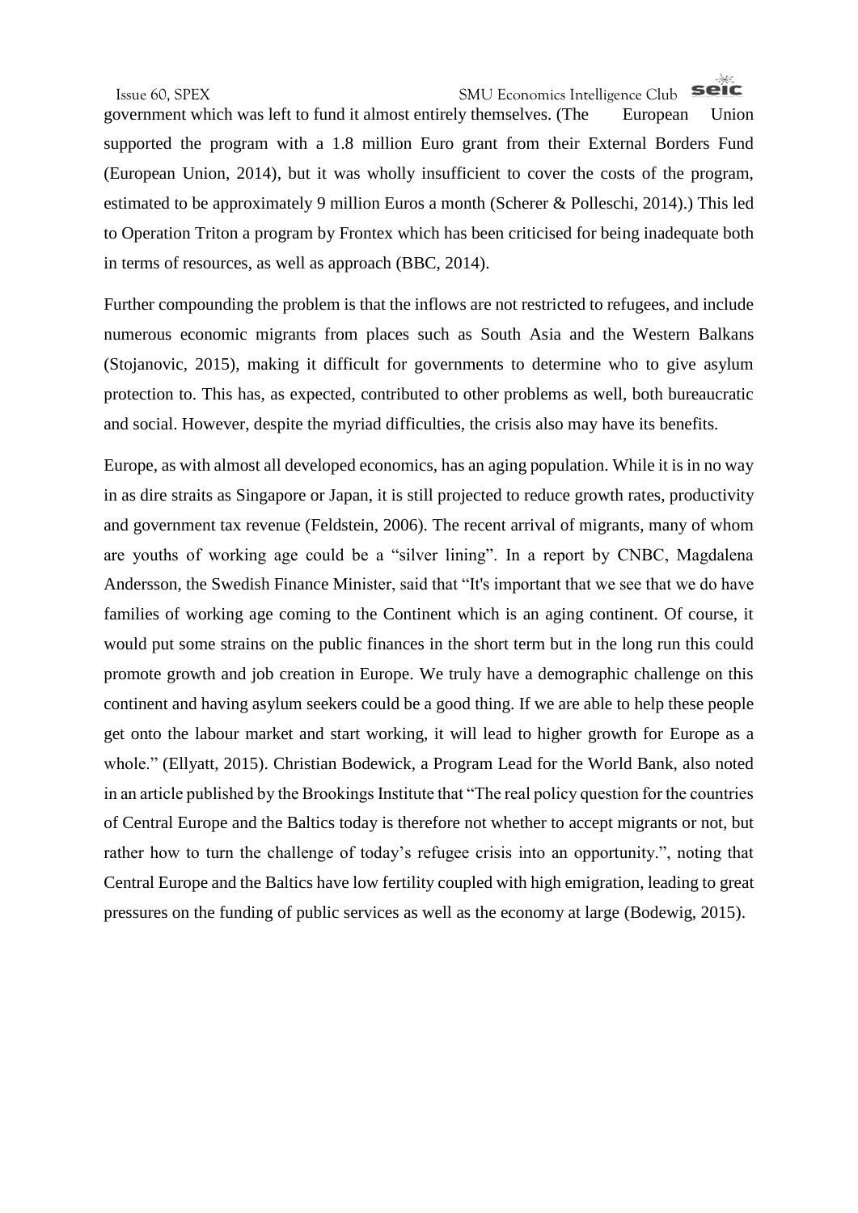government which was left to fund it almost entirely themselves. (The European Union supported the program with a 1.8 million Euro grant from their External Borders Fund (European Union, 2014), but it was wholly insufficient to cover the costs of the program, estimated to be approximately 9 million Euros a month (Scherer & Polleschi, 2014).) This led to Operation Triton a program by Frontex which has been criticised for being inadequate both in terms of resources, as well as approach (BBC, 2014).

Further compounding the problem is that the inflows are not restricted to refugees, and include numerous economic migrants from places such as South Asia and the Western Balkans (Stojanovic, 2015), making it difficult for governments to determine who to give asylum protection to. This has, as expected, contributed to other problems as well, both bureaucratic and social. However, despite the myriad difficulties, the crisis also may have its benefits.

Europe, as with almost all developed economics, has an aging population. While it is in no way in as dire straits as Singapore or Japan, it is still projected to reduce growth rates, productivity and government tax revenue (Feldstein, 2006). The recent arrival of migrants, many of whom are youths of working age could be a "silver lining". In a report by CNBC, Magdalena Andersson, the Swedish Finance Minister, said that "It's important that we see that we do have families of working age coming to the Continent which is an aging continent. Of course, it would put some strains on the public finances in the short term but in the long run this could promote growth and job creation in Europe. We truly have a demographic challenge on this continent and having asylum seekers could be a good thing. If we are able to help these people get onto the labour market and start working, it will lead to higher growth for Europe as a whole." (Ellyatt, 2015). Christian Bodewick, a Program Lead for the World Bank, also noted in an article published by the Brookings Institute that "The real policy question for the countries of Central Europe and the Baltics today is therefore not whether to accept migrants or not, but rather how to turn the challenge of today's refugee crisis into an opportunity.", noting that Central Europe and the Baltics have low fertility coupled with high emigration, leading to great pressures on the funding of public services as well as the economy at large (Bodewig, 2015).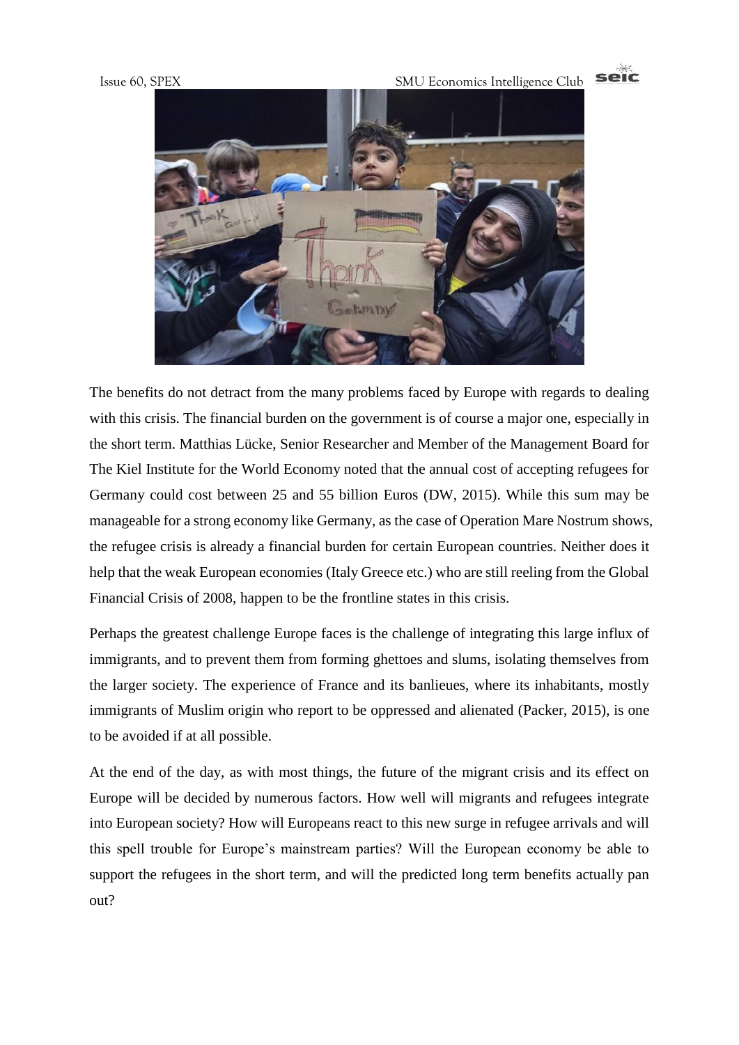The benefits do not detract from the many problems faced by Europe with regards to dealing with this crisis. The financial burden on the government is of course a major one, especially in the short term. Matthias Lücke, Senior Researcher and Member of the Management Board for The Kiel Institute for the World Economy noted that the annual cost of accepting refugees for Germany could cost between 25 and 55 billion Euros (DW, 2015). While this sum may be manageable for a strong economy like Germany, as the case of Operation Mare Nostrum shows, the refugee crisis is already a financial burden for certain European countries. Neither does it help that the weak European economies (Italy Greece etc.) who are still reeling from the Global Financial Crisis of 2008, happen to be the frontline states in this crisis.

Perhaps the greatest challenge Europe faces is the challenge of integrating this large influx of immigrants, and to prevent them from forming ghettoes and slums, isolating themselves from the larger society. The experience of France and its banlieues, where its inhabitants, mostly immigrants of Muslim origin who report to be oppressed and alienated (Packer, 2015), is one to be avoided if at all possible.

At the end of the day, as with most things, the future of the migrant crisis and its effect on Europe will be decided by numerous factors. How well will migrants and refugees integrate into European society? How will Europeans react to this new surge in refugee arrivals and will this spell trouble for Europe's mainstream parties? Will the European economy be able to support the refugees in the short term, and will the predicted long term benefits actually pan out?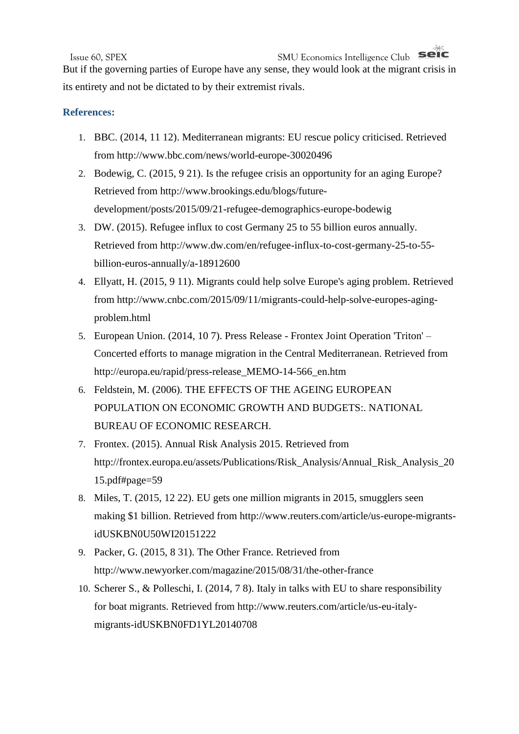But if the governing parties of Europe have any sense, they would look at the migrant crisis in its entirety and not be dictated to by their extremist rivals.

### References:

1. BBC. (2014, 11 12). Mediterranean migrants: EU rescue policy criticised. Retrieved from http://www.bbc.com/news/world-europe-30020496
2. Bodewig, C. (2015, 9 21). Is the refugee crisis an opportunity for an aging Europe? Retrieved from http://www.brookings.edu/blogs/future-development/posts/2015/09/21-refugee-demographics-europe-bodewig
3. DW. (2015). Refugee influx to cost Germany 25 to 55 billion euros annually. Retrieved from http://www.dw.com/en/refugee-influx-to-cost-germany-25-to-55-billion-euros-annually/a-18912600
4. Ellyatt, H. (2015, 9 11). Migrants could help solve Europe's aging problem. Retrieved from http://www.cnbc.com/2015/09/11/migrants-could-help-solve-europes-aging-problem.html
5. European Union. (2014, 10 7). Press Release - Frontex Joint Operation 'Triton' – Concerted efforts to manage migration in the Central Mediterranean. Retrieved from http://europa.eu/rapid/press-release_MEMO-14-566_en.htm
6. Feldstein, M. (2006). THE EFFECTS OF THE AGEING EUROPEAN POPULATION ON ECONOMIC GROWTH AND BUDGETS:. NATIONAL BUREAU OF ECONOMIC RESEARCH.
7. Frontex. (2015). Annual Risk Analysis 2015. Retrieved from http://frontex.europa.eu/assets/Publications/Risk_Analysis/Annual_Risk_Analysis_2015.pdf#page=59
8. Miles, T. (2015, 12 22). EU gets one million migrants in 2015, smugglers seen making $1 billion. Retrieved from http://www.reuters.com/article/us-europe-migrants-idUSKBN0U50WI20151222
9. Packer, G. (2015, 8 31). The Other France. Retrieved from http://www.newyorker.com/magazine/2015/08/31/the-other-france
10. Scherer S., & Polleschi, I. (2014, 7 8). Italy in talks with EU to share responsibility for boat migrants. Retrieved from http://www.reuters.com/article/us-eu-italy-migrants-idUSKBN0FD1YL20140708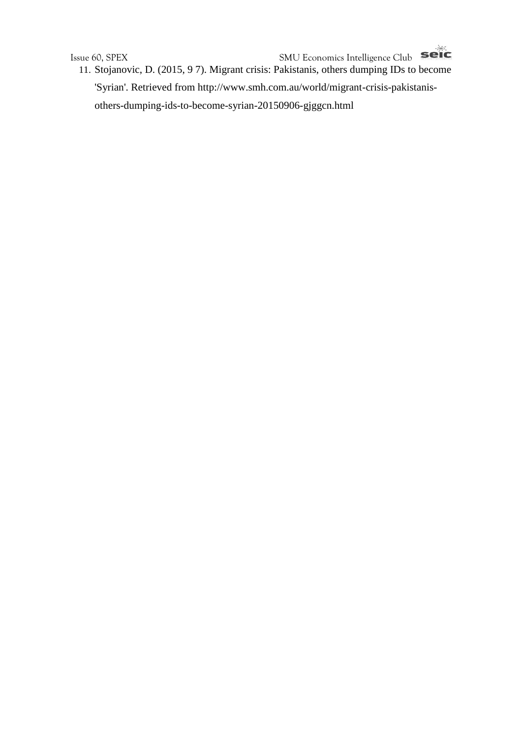11. Stojanovic, D. (2015, 9 7). Migrant crisis: Pakistanis, others dumping IDs to become 'Syrian'. Retrieved from http://www.smh.com.au/world/migrant-crisis-pakistanis-others-dumping-ids-to-become-syrian-20150906-gjggcn.html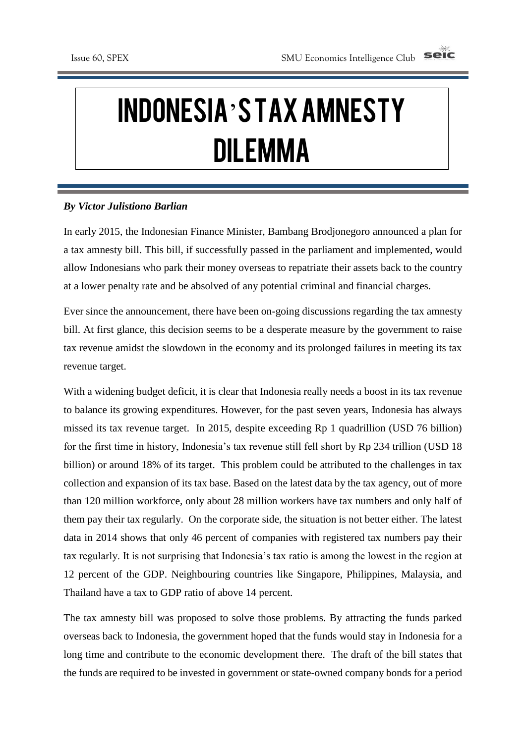# INDONESIA'S TAX AMNESTY DILEMMA

***By Victor Julistiono Barlian***

In early 2015, the Indonesian Finance Minister, Bambang Brodjonegoro announced a plan for a tax amnesty bill. This bill, if successfully passed in the parliament and implemented, would allow Indonesians who park their money overseas to repatriate their assets back to the country at a lower penalty rate and be absolved of any potential criminal and financial charges.

Ever since the announcement, there have been on-going discussions regarding the tax amnesty bill. At first glance, this decision seems to be a desperate measure by the government to raise tax revenue amidst the slowdown in the economy and its prolonged failures in meeting its tax revenue target.

With a widening budget deficit, it is clear that Indonesia really needs a boost in its tax revenue to balance its growing expenditures. However, for the past seven years, Indonesia has always missed its tax revenue target. In 2015, despite exceeding Rp 1 quadrillion (USD 76 billion) for the first time in history, Indonesia's tax revenue still fell short by Rp 234 trillion (USD 18 billion) or around 18% of its target. This problem could be attributed to the challenges in tax collection and expansion of its tax base. Based on the latest data by the tax agency, out of more than 120 million workforce, only about 28 million workers have tax numbers and only half of them pay their tax regularly. On the corporate side, the situation is not better either. The latest data in 2014 shows that only 46 percent of companies with registered tax numbers pay their tax regularly. It is not surprising that Indonesia's tax ratio is among the lowest in the region at 12 percent of the GDP. Neighbouring countries like Singapore, Philippines, Malaysia, and Thailand have a tax to GDP ratio of above 14 percent.

The tax amnesty bill was proposed to solve those problems. By attracting the funds parked overseas back to Indonesia, the government hoped that the funds would stay in Indonesia for a long time and contribute to the economic development there. The draft of the bill states that the funds are required to be invested in government or state-owned company bonds for a period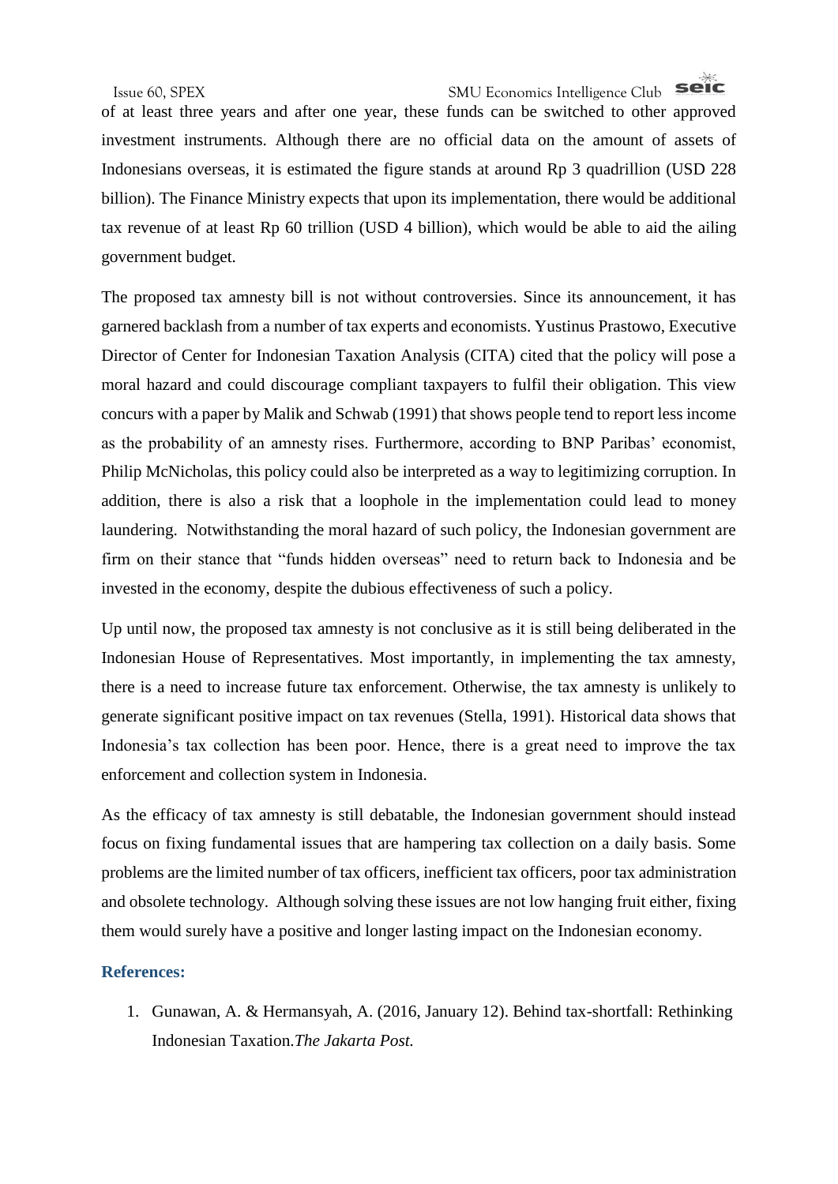of at least three years and after one year, these funds can be switched to other approved investment instruments. Although there are no official data on the amount of assets of Indonesians overseas, it is estimated the figure stands at around Rp 3 quadrillion (USD 228 billion). The Finance Ministry expects that upon its implementation, there would be additional tax revenue of at least Rp 60 trillion (USD 4 billion), which would be able to aid the ailing government budget.

The proposed tax amnesty bill is not without controversies. Since its announcement, it has garnered backlash from a number of tax experts and economists. Yustinus Prastowo, Executive Director of Center for Indonesian Taxation Analysis (CITA) cited that the policy will pose a moral hazard and could discourage compliant taxpayers to fulfil their obligation. This view concurs with a paper by Malik and Schwab (1991) that shows people tend to report less income as the probability of an amnesty rises. Furthermore, according to BNP Paribas' economist, Philip McNicholas, this policy could also be interpreted as a way to legitimizing corruption. In addition, there is also a risk that a loophole in the implementation could lead to money laundering. Notwithstanding the moral hazard of such policy, the Indonesian government are firm on their stance that "funds hidden overseas" need to return back to Indonesia and be invested in the economy, despite the dubious effectiveness of such a policy.

Up until now, the proposed tax amnesty is not conclusive as it is still being deliberated in the Indonesian House of Representatives. Most importantly, in implementing the tax amnesty, there is a need to increase future tax enforcement. Otherwise, the tax amnesty is unlikely to generate significant positive impact on tax revenues (Stella, 1991). Historical data shows that Indonesia's tax collection has been poor. Hence, there is a great need to improve the tax enforcement and collection system in Indonesia.

As the efficacy of tax amnesty is still debatable, the Indonesian government should instead focus on fixing fundamental issues that are hampering tax collection on a daily basis. Some problems are the limited number of tax officers, inefficient tax officers, poor tax administration and obsolete technology. Although solving these issues are not low hanging fruit either, fixing them would surely have a positive and longer lasting impact on the Indonesian economy.

### References:

1. Gunawan, A. & Hermansyah, A. (2016, January 12). Behind tax-shortfall: Rethinking Indonesian Taxation.*The Jakarta Post.*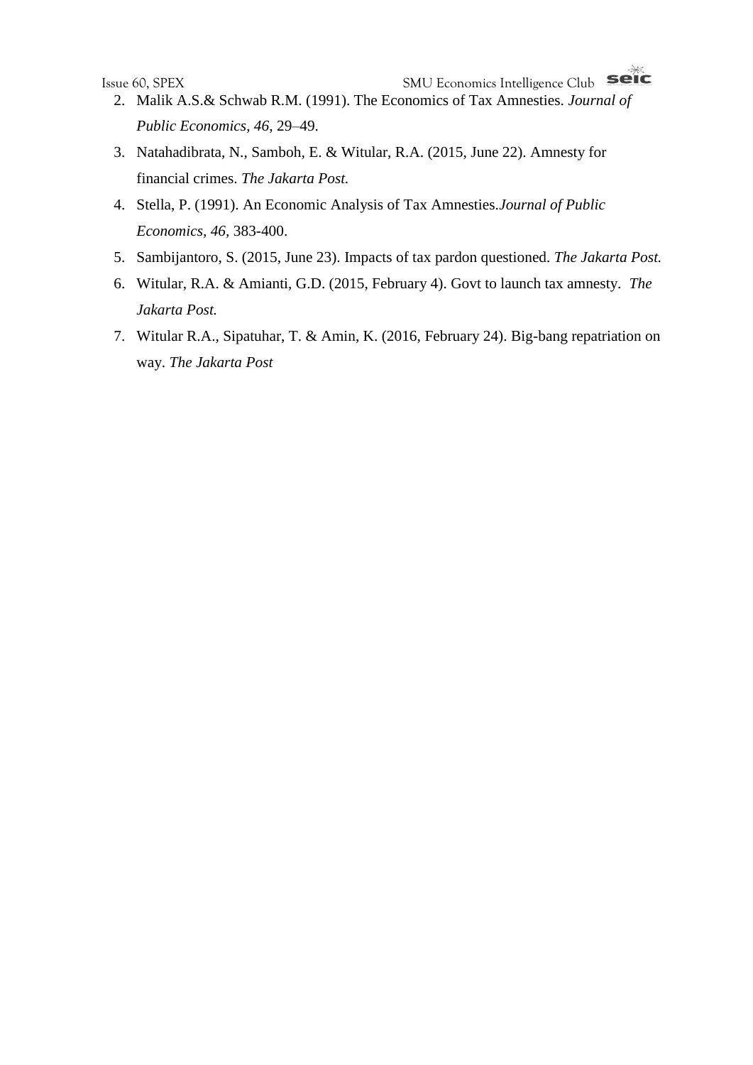2. Malik A.S.& Schwab R.M. (1991). The Economics of Tax Amnesties. *Journal of Public Economics*, *46*, 29–49.
3. Natahadibrata, N., Samboh, E. & Witular, R.A. (2015, June 22). Amnesty for financial crimes. *The Jakarta Post.*
4. Stella, P. (1991). An Economic Analysis of Tax Amnesties.*Journal of Public Economics, 46,* 383-400.
5. Sambijantoro, S. (2015, June 23). Impacts of tax pardon questioned. *The Jakarta Post.*
6. Witular, R.A. & Amianti, G.D. (2015, February 4). Govt to launch tax amnesty. *The Jakarta Post.*
7. Witular R.A., Sipatuhar, T. & Amin, K. (2016, February 24). Big-bang repatriation on way. *The Jakarta Post*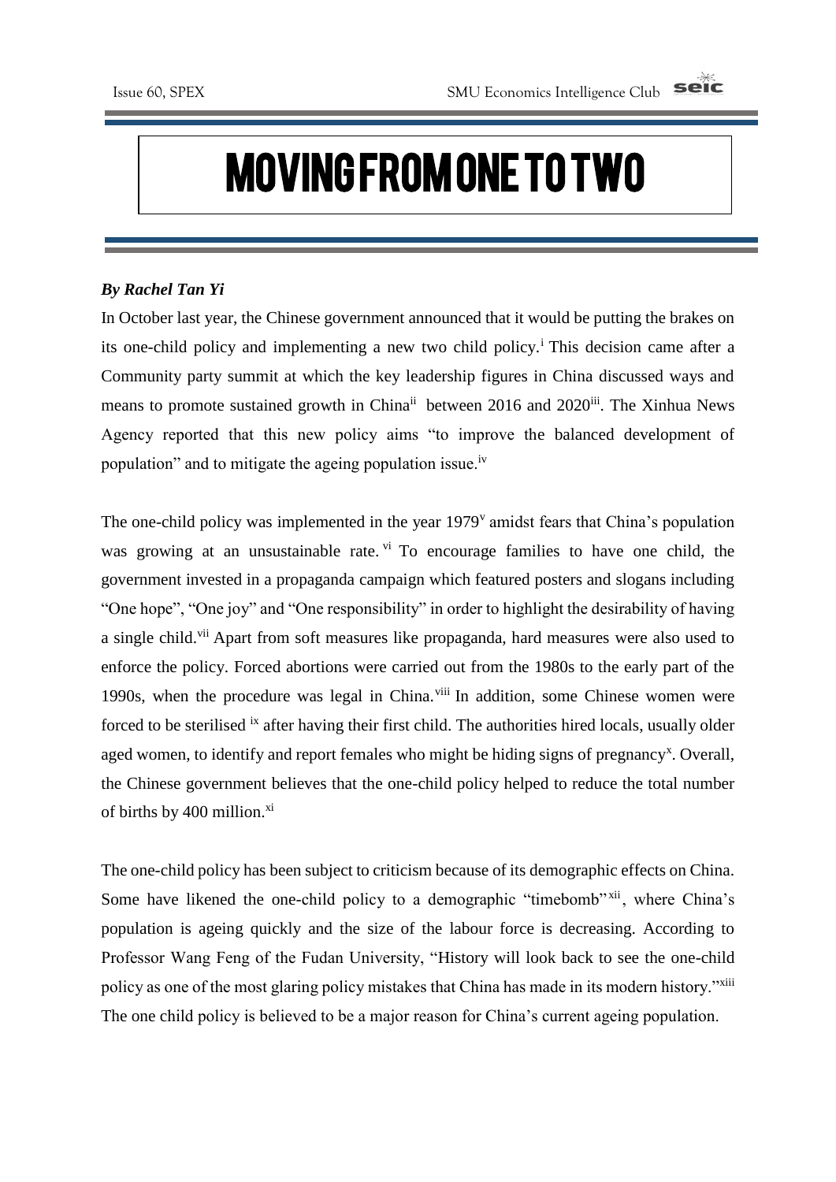# MOVING FROM ONE TO TWO

***By Rachel Tan Yi***

In October last year, the Chinese government announced that it would be putting the brakes on its one-child policy and implementing a new two child policy.[i] This decision came after a Community party summit at which the key leadership figures in China discussed ways and means to promote sustained growth in China[ii] between 2016 and 2020[iii]. The Xinhua News Agency reported that this new policy aims "to improve the balanced development of population" and to mitigate the ageing population issue.[iv]

The one-child policy was implemented in the year 1979[v] amidst fears that China's population was growing at an unsustainable rate.[vi] To encourage families to have one child, the government invested in a propaganda campaign which featured posters and slogans including "One hope", "One joy" and "One responsibility" in order to highlight the desirability of having a single child.[vii] Apart from soft measures like propaganda, hard measures were also used to enforce the policy. Forced abortions were carried out from the 1980s to the early part of the 1990s, when the procedure was legal in China.[viii] In addition, some Chinese women were forced to be sterilised [ix] after having their first child. The authorities hired locals, usually older aged women, to identify and report females who might be hiding signs of pregnancy[x]. Overall, the Chinese government believes that the one-child policy helped to reduce the total number of births by 400 million.[xi]

The one-child policy has been subject to criticism because of its demographic effects on China. Some have likened the one-child policy to a demographic "timebomb"[xii], where China's population is ageing quickly and the size of the labour force is decreasing. According to Professor Wang Feng of the Fudan University, "History will look back to see the one-child policy as one of the most glaring policy mistakes that China has made in its modern history."[xiii] The one child policy is believed to be a major reason for China's current ageing population.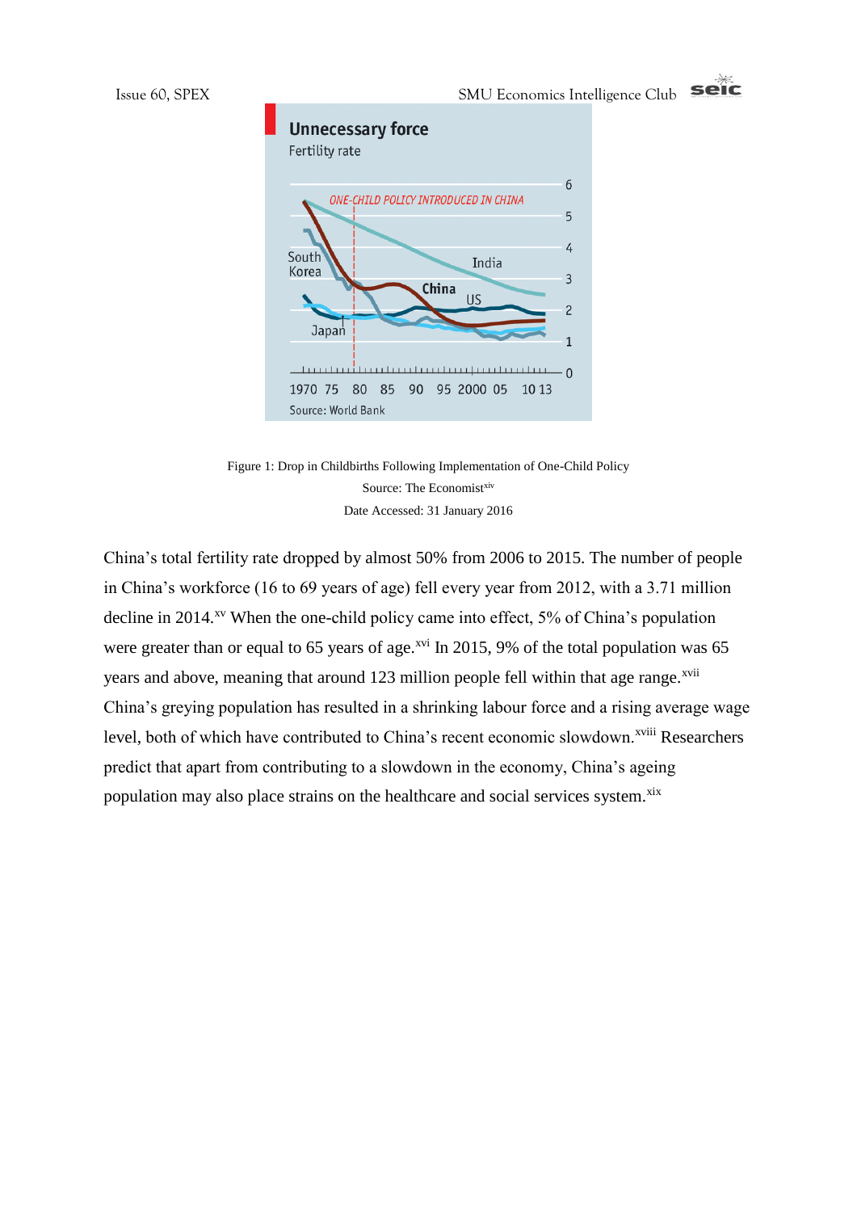Figure 1: Drop in Childbirths Following Implementation of One-Child Policy

Source: The Economist[xiv]

Date Accessed: 31 January 2016

China's total fertility rate dropped by almost 50% from 2006 to 2015. The number of people in China's workforce (16 to 69 years of age) fell every year from 2012, with a 3.71 million decline in 2014.[xv] When the one-child policy came into effect, 5% of China's population were greater than or equal to 65 years of age.[xvi] In 2015, 9% of the total population was 65 years and above, meaning that around 123 million people fell within that age range.[xvii] China's greying population has resulted in a shrinking labour force and a rising average wage level, both of which have contributed to China's recent economic slowdown.[xviii] Researchers predict that apart from contributing to a slowdown in the economy, China's ageing population may also place strains on the healthcare and social services system.[xix]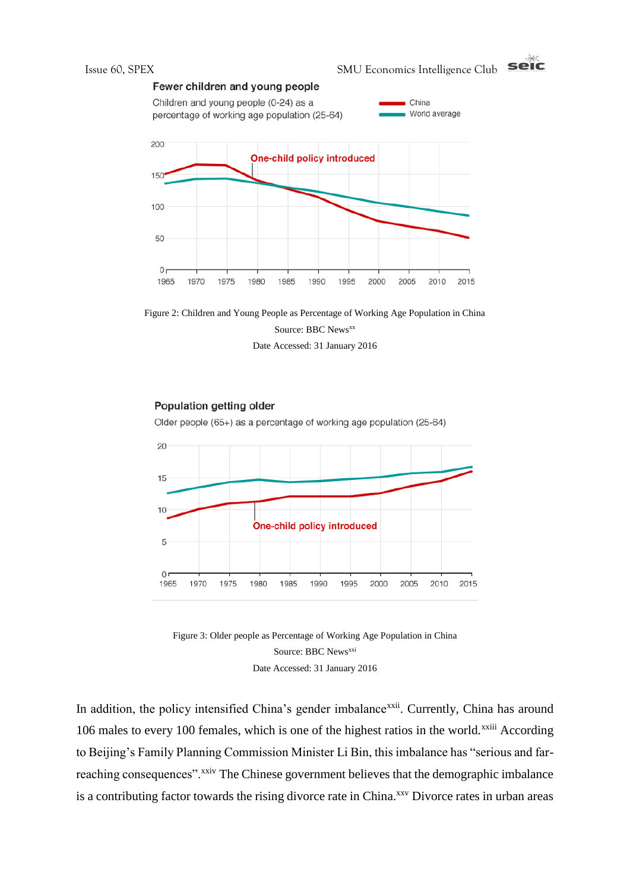Figure 2: Children and Young People as Percentage of Working Age Population in China

Source: BBC News[xx]

Date Accessed: 31 January 2016

Figure 3: Older people as Percentage of Working Age Population in China

Source: BBC News[xxi]

Date Accessed: 31 January 2016

In addition, the policy intensified China's gender imbalance[xxii]. Currently, China has around 106 males to every 100 females, which is one of the highest ratios in the world.[xxiii] According to Beijing's Family Planning Commission Minister Li Bin, this imbalance has "serious and far-reaching consequences".[xxiv] The Chinese government believes that the demographic imbalance is a contributing factor towards the rising divorce rate in China.[xxv] Divorce rates in urban areas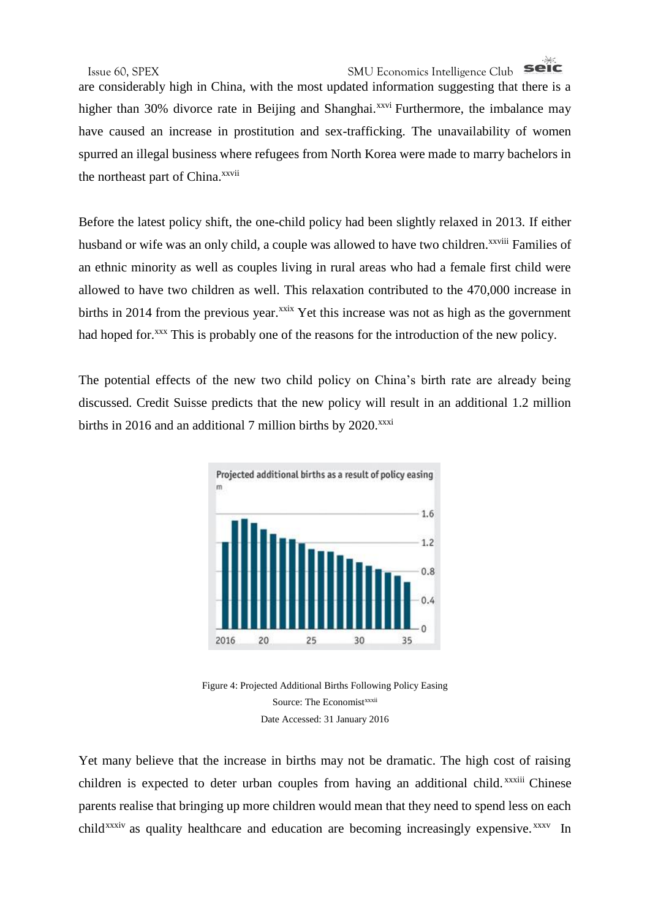are considerably high in China, with the most updated information suggesting that there is a higher than 30% divorce rate in Beijing and Shanghai.[xxvi] Furthermore, the imbalance may have caused an increase in prostitution and sex-trafficking. The unavailability of women spurred an illegal business where refugees from North Korea were made to marry bachelors in the northeast part of China.[xxvii]

Before the latest policy shift, the one-child policy had been slightly relaxed in 2013. If either husband or wife was an only child, a couple was allowed to have two children.[xxviii] Families of an ethnic minority as well as couples living in rural areas who had a female first child were allowed to have two children as well. This relaxation contributed to the 470,000 increase in births in 2014 from the previous year.[xxix] Yet this increase was not as high as the government had hoped for.[xxx] This is probably one of the reasons for the introduction of the new policy.

The potential effects of the new two child policy on China's birth rate are already being discussed. Credit Suisse predicts that the new policy will result in an additional 1.2 million births in 2016 and an additional 7 million births by 2020.[xxxi]

Figure 4: Projected Additional Births Following Policy Easing
Source: The Economist[xxxii]
Date Accessed: 31 January 2016

Yet many believe that the increase in births may not be dramatic. The high cost of raising children is expected to deter urban couples from having an additional child.[xxxiii] Chinese parents realise that bringing up more children would mean that they need to spend less on each child[xxxiv] as quality healthcare and education are becoming increasingly expensive.[xxxv] In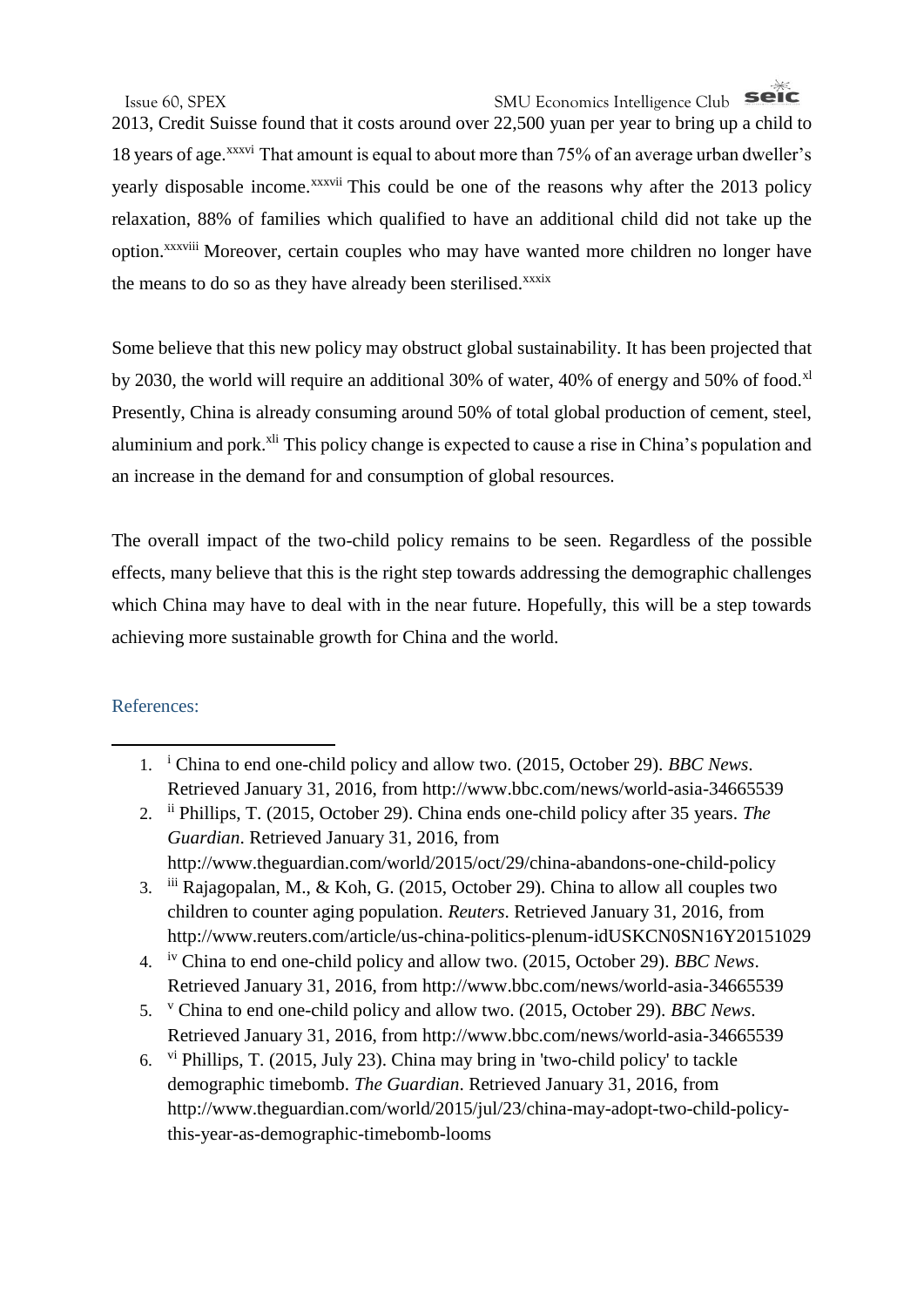2013, Credit Suisse found that it costs around over 22,500 yuan per year to bring up a child to 18 years of age.[xxxvi] That amount is equal to about more than 75% of an average urban dweller's yearly disposable income.[xxxvii] This could be one of the reasons why after the 2013 policy relaxation, 88% of families which qualified to have an additional child did not take up the option.[xxxviii] Moreover, certain couples who may have wanted more children no longer have the means to do so as they have already been sterilised.[xxxix]

Some believe that this new policy may obstruct global sustainability. It has been projected that by 2030, the world will require an additional 30% of water, 40% of energy and 50% of food.[xl] Presently, China is already consuming around 50% of total global production of cement, steel, aluminium and pork.[xli] This policy change is expected to cause a rise in China's population and an increase in the demand for and consumption of global resources.

The overall impact of the two-child policy remains to be seen. Regardless of the possible effects, many believe that this is the right step towards addressing the demographic challenges which China may have to deal with in the near future. Hopefully, this will be a step towards achieving more sustainable growth for China and the world.

## References:

1. [i] China to end one-child policy and allow two. (2015, October 29). *BBC News*. Retrieved January 31, 2016, from http://www.bbc.com/news/world-asia-34665539
2. [ii] Phillips, T. (2015, October 29). China ends one-child policy after 35 years. *The Guardian*. Retrieved January 31, 2016, from http://www.theguardian.com/world/2015/oct/29/china-abandons-one-child-policy
3. [iii] Rajagopalan, M., & Koh, G. (2015, October 29). China to allow all couples two children to counter aging population. *Reuters*. Retrieved January 31, 2016, from http://www.reuters.com/article/us-china-politics-plenum-idUSKCN0SN16Y20151029
4. [iv] China to end one-child policy and allow two. (2015, October 29). *BBC News*. Retrieved January 31, 2016, from http://www.bbc.com/news/world-asia-34665539
5. [v] China to end one-child policy and allow two. (2015, October 29). *BBC News*. Retrieved January 31, 2016, from http://www.bbc.com/news/world-asia-34665539
6. [vi] Phillips, T. (2015, July 23). China may bring in 'two-child policy' to tackle demographic timebomb. *The Guardian*. Retrieved January 31, 2016, from http://www.theguardian.com/world/2015/jul/23/china-may-adopt-two-child-policy-this-year-as-demographic-timebomb-looms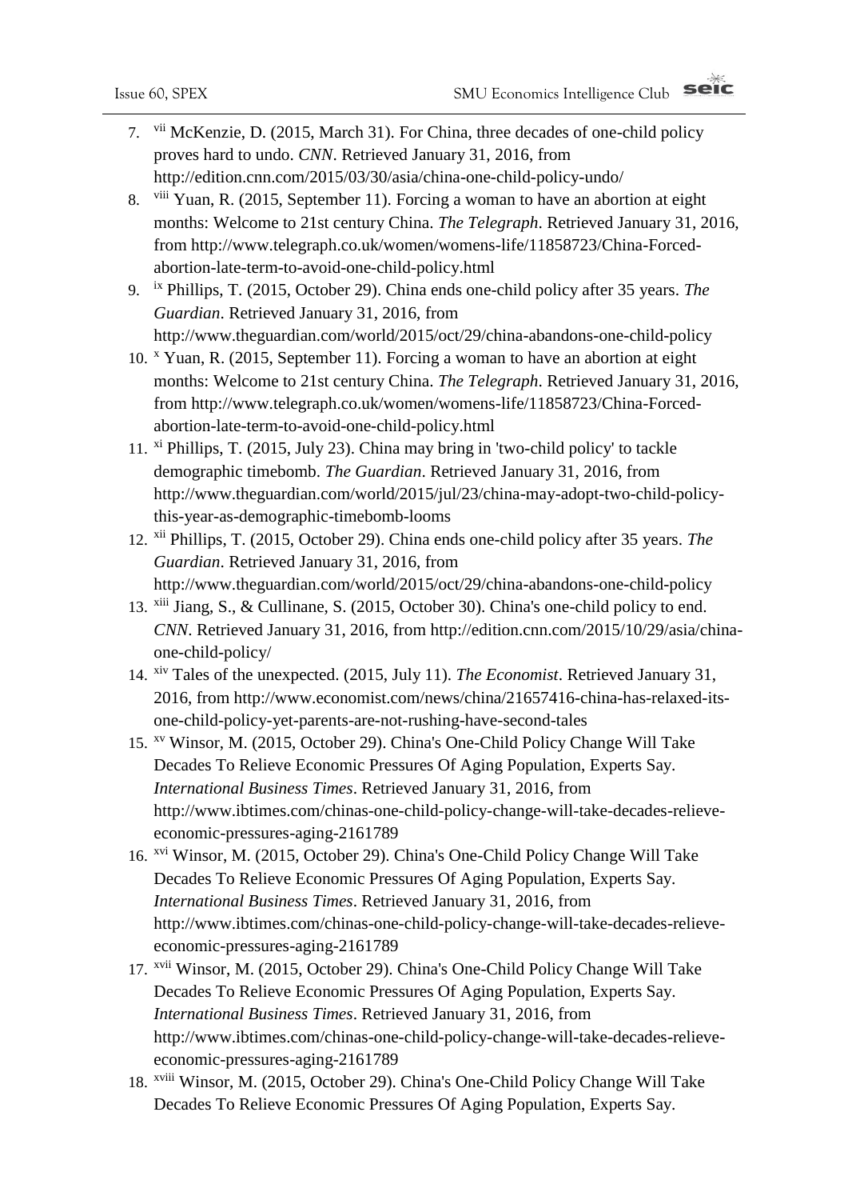7. [vii] McKenzie, D. (2015, March 31). For China, three decades of one-child policy proves hard to undo. *CNN*. Retrieved January 31, 2016, from http://edition.cnn.com/2015/03/30/asia/china-one-child-policy-undo/
8. [viii] Yuan, R. (2015, September 11). Forcing a woman to have an abortion at eight months: Welcome to 21st century China. *The Telegraph*. Retrieved January 31, 2016, from http://www.telegraph.co.uk/women/womens-life/11858723/China-Forced-abortion-late-term-to-avoid-one-child-policy.html
9. [ix] Phillips, T. (2015, October 29). China ends one-child policy after 35 years. *The Guardian*. Retrieved January 31, 2016, from http://www.theguardian.com/world/2015/oct/29/china-abandons-one-child-policy
10. [x] Yuan, R. (2015, September 11). Forcing a woman to have an abortion at eight months: Welcome to 21st century China. *The Telegraph*. Retrieved January 31, 2016, from http://www.telegraph.co.uk/women/womens-life/11858723/China-Forced-abortion-late-term-to-avoid-one-child-policy.html
11. [xi] Phillips, T. (2015, July 23). China may bring in 'two-child policy' to tackle demographic timebomb. *The Guardian*. Retrieved January 31, 2016, from http://www.theguardian.com/world/2015/jul/23/china-may-adopt-two-child-policy-this-year-as-demographic-timebomb-looms
12. [xii] Phillips, T. (2015, October 29). China ends one-child policy after 35 years. *The Guardian*. Retrieved January 31, 2016, from http://www.theguardian.com/world/2015/oct/29/china-abandons-one-child-policy
13. [xiii] Jiang, S., & Cullinane, S. (2015, October 30). China's one-child policy to end. *CNN*. Retrieved January 31, 2016, from http://edition.cnn.com/2015/10/29/asia/china-one-child-policy/
14. [xiv] Tales of the unexpected. (2015, July 11). *The Economist*. Retrieved January 31, 2016, from http://www.economist.com/news/china/21657416-china-has-relaxed-its-one-child-policy-yet-parents-are-not-rushing-have-second-tales
15. [xv] Winsor, M. (2015, October 29). China's One-Child Policy Change Will Take Decades To Relieve Economic Pressures Of Aging Population, Experts Say. *International Business Times*. Retrieved January 31, 2016, from http://www.ibtimes.com/chinas-one-child-policy-change-will-take-decades-relieve-economic-pressures-aging-2161789
16. [xvi] Winsor, M. (2015, October 29). China's One-Child Policy Change Will Take Decades To Relieve Economic Pressures Of Aging Population, Experts Say. *International Business Times*. Retrieved January 31, 2016, from http://www.ibtimes.com/chinas-one-child-policy-change-will-take-decades-relieve-economic-pressures-aging-2161789
17. [xvii] Winsor, M. (2015, October 29). China's One-Child Policy Change Will Take Decades To Relieve Economic Pressures Of Aging Population, Experts Say. *International Business Times*. Retrieved January 31, 2016, from http://www.ibtimes.com/chinas-one-child-policy-change-will-take-decades-relieve-economic-pressures-aging-2161789
18. [xviii] Winsor, M. (2015, October 29). China's One-Child Policy Change Will Take Decades To Relieve Economic Pressures Of Aging Population, Experts Say.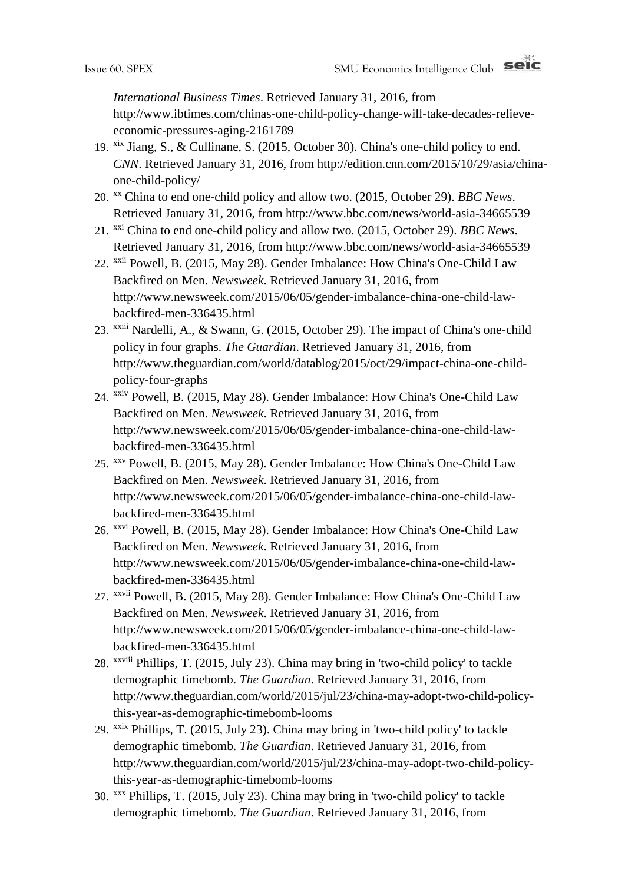*International Business Times*. Retrieved January 31, 2016, from http://www.ibtimes.com/chinas-one-child-policy-change-will-take-decades-relieve-economic-pressures-aging-2161789

19. [xix] Jiang, S., & Cullinane, S. (2015, October 30). China's one-child policy to end. *CNN*. Retrieved January 31, 2016, from http://edition.cnn.com/2015/10/29/asia/china-one-child-policy/
20. [xx] China to end one-child policy and allow two. (2015, October 29). *BBC News*. Retrieved January 31, 2016, from http://www.bbc.com/news/world-asia-34665539
21. [xxi] China to end one-child policy and allow two. (2015, October 29). *BBC News*. Retrieved January 31, 2016, from http://www.bbc.com/news/world-asia-34665539
22. [xxii] Powell, B. (2015, May 28). Gender Imbalance: How China's One-Child Law Backfired on Men. *Newsweek*. Retrieved January 31, 2016, from http://www.newsweek.com/2015/06/05/gender-imbalance-china-one-child-law-backfired-men-336435.html
23. [xxiii] Nardelli, A., & Swann, G. (2015, October 29). The impact of China's one-child policy in four graphs. *The Guardian*. Retrieved January 31, 2016, from http://www.theguardian.com/world/datablog/2015/oct/29/impact-china-one-child-policy-four-graphs
24. [xxiv] Powell, B. (2015, May 28). Gender Imbalance: How China's One-Child Law Backfired on Men. *Newsweek*. Retrieved January 31, 2016, from http://www.newsweek.com/2015/06/05/gender-imbalance-china-one-child-law-backfired-men-336435.html
25. [xxv] Powell, B. (2015, May 28). Gender Imbalance: How China's One-Child Law Backfired on Men. *Newsweek*. Retrieved January 31, 2016, from http://www.newsweek.com/2015/06/05/gender-imbalance-china-one-child-law-backfired-men-336435.html
26. [xxvi] Powell, B. (2015, May 28). Gender Imbalance: How China's One-Child Law Backfired on Men. *Newsweek*. Retrieved January 31, 2016, from http://www.newsweek.com/2015/06/05/gender-imbalance-china-one-child-law-backfired-men-336435.html
27. [xxvii] Powell, B. (2015, May 28). Gender Imbalance: How China's One-Child Law Backfired on Men. *Newsweek*. Retrieved January 31, 2016, from http://www.newsweek.com/2015/06/05/gender-imbalance-china-one-child-law-backfired-men-336435.html
28. [xxviii] Phillips, T. (2015, July 23). China may bring in 'two-child policy' to tackle demographic timebomb. *The Guardian*. Retrieved January 31, 2016, from http://www.theguardian.com/world/2015/jul/23/china-may-adopt-two-child-policy-this-year-as-demographic-timebomb-looms
29. [xxix] Phillips, T. (2015, July 23). China may bring in 'two-child policy' to tackle demographic timebomb. *The Guardian*. Retrieved January 31, 2016, from http://www.theguardian.com/world/2015/jul/23/china-may-adopt-two-child-policy-this-year-as-demographic-timebomb-looms
30. [xxx] Phillips, T. (2015, July 23). China may bring in 'two-child policy' to tackle demographic timebomb. *The Guardian*. Retrieved January 31, 2016, from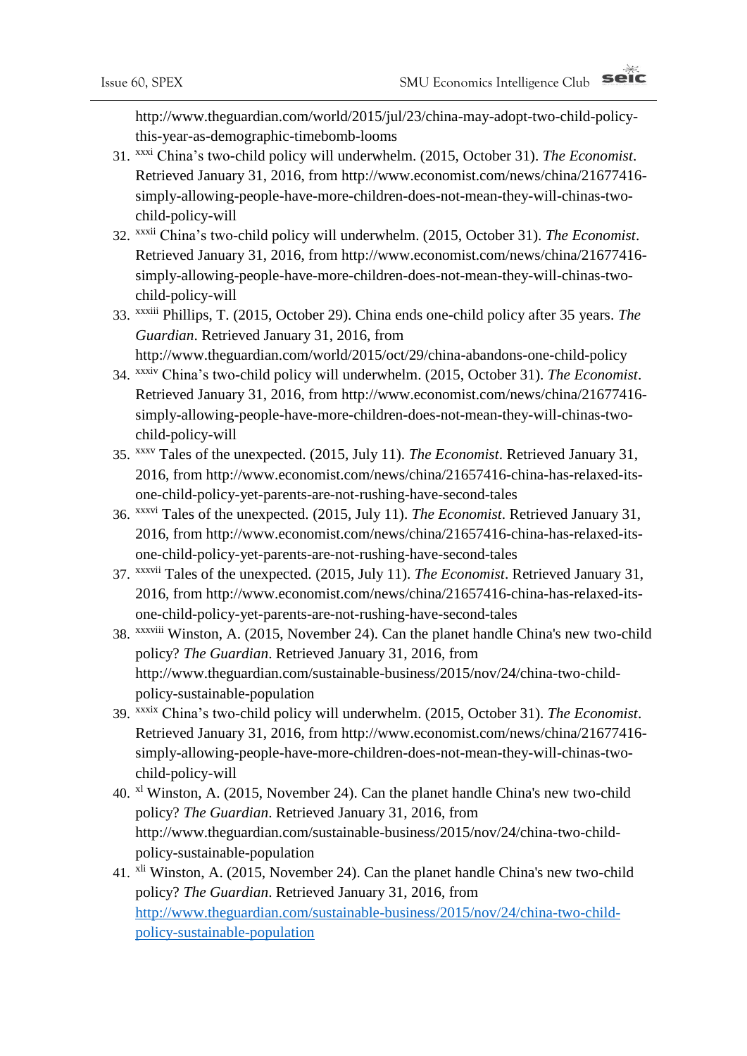http://www.theguardian.com/world/2015/jul/23/china-may-adopt-two-child-policy-this-year-as-demographic-timebomb-looms

31. [xxxi] China's two-child policy will underwhelm. (2015, October 31). *The Economist*. Retrieved January 31, 2016, from http://www.economist.com/news/china/21677416-simply-allowing-people-have-more-children-does-not-mean-they-will-chinas-two-child-policy-will
32. [xxxii] China's two-child policy will underwhelm. (2015, October 31). *The Economist*. Retrieved January 31, 2016, from http://www.economist.com/news/china/21677416-simply-allowing-people-have-more-children-does-not-mean-they-will-chinas-two-child-policy-will
33. [xxxiii] Phillips, T. (2015, October 29). China ends one-child policy after 35 years. *The Guardian*. Retrieved January 31, 2016, from http://www.theguardian.com/world/2015/oct/29/china-abandons-one-child-policy
34. [xxxiv] China's two-child policy will underwhelm. (2015, October 31). *The Economist*. Retrieved January 31, 2016, from http://www.economist.com/news/china/21677416-simply-allowing-people-have-more-children-does-not-mean-they-will-chinas-two-child-policy-will
35. [xxxv] Tales of the unexpected. (2015, July 11). *The Economist*. Retrieved January 31, 2016, from http://www.economist.com/news/china/21657416-china-has-relaxed-its-one-child-policy-yet-parents-are-not-rushing-have-second-tales
36. [xxxvi] Tales of the unexpected. (2015, July 11). *The Economist*. Retrieved January 31, 2016, from http://www.economist.com/news/china/21657416-china-has-relaxed-its-one-child-policy-yet-parents-are-not-rushing-have-second-tales
37. [xxxvii] Tales of the unexpected. (2015, July 11). *The Economist*. Retrieved January 31, 2016, from http://www.economist.com/news/china/21657416-china-has-relaxed-its-one-child-policy-yet-parents-are-not-rushing-have-second-tales
38. [xxxviii] Winston, A. (2015, November 24). Can the planet handle China's new two-child policy? *The Guardian*. Retrieved January 31, 2016, from http://www.theguardian.com/sustainable-business/2015/nov/24/china-two-child-policy-sustainable-population
39. [xxxix] China's two-child policy will underwhelm. (2015, October 31). *The Economist*. Retrieved January 31, 2016, from http://www.economist.com/news/china/21677416-simply-allowing-people-have-more-children-does-not-mean-they-will-chinas-two-child-policy-will
40. [xl] Winston, A. (2015, November 24). Can the planet handle China's new two-child policy? *The Guardian*. Retrieved January 31, 2016, from http://www.theguardian.com/sustainable-business/2015/nov/24/china-two-child-policy-sustainable-population
41. [xli] Winston, A. (2015, November 24). Can the planet handle China's new two-child policy? *The Guardian*. Retrieved January 31, 2016, from http://www.theguardian.com/sustainable-business/2015/nov/24/china-two-child-policy-sustainable-population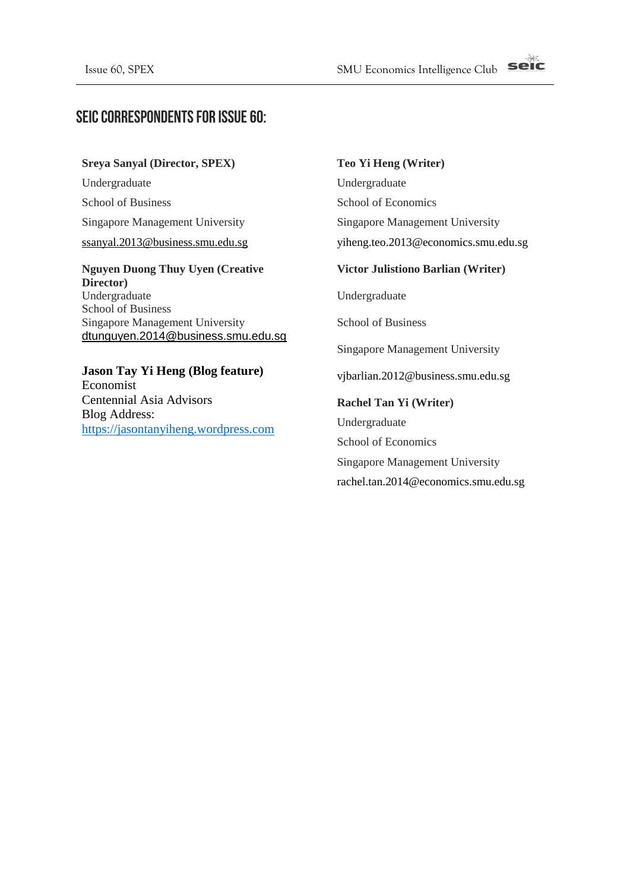# SEIC CORRESPONDENTS FOR ISSUE 60:

**Sreya Sanyal (Director, SPEX)**
Undergraduate
School of Business
Singapore Management University
ssanyal.2013@business.smu.edu.sg

**Nguyen Duong Thuy Uyen (Creative Director)**
Undergraduate
School of Business
Singapore Management University
dtunguyen.2014@business.smu.edu.sg

**Jason Tay Yi Heng (Blog feature)**
Economist
Centennial Asia Advisors
Blog Address:
https://jasontanyiheng.wordpress.com

**Teo Yi Heng (Writer)**
Undergraduate
School of Economics
Singapore Management University
yiheng.teo.2013@economics.smu.edu.sg

**Victor Julistiono Barlian (Writer)**
Undergraduate
School of Business
Singapore Management University
vjbarlian.2012@business.smu.edu.sg

**Rachel Tan Yi (Writer)**
Undergraduate
School of Economics
Singapore Management University
rachel.tan.2014@economics.smu.edu.sg